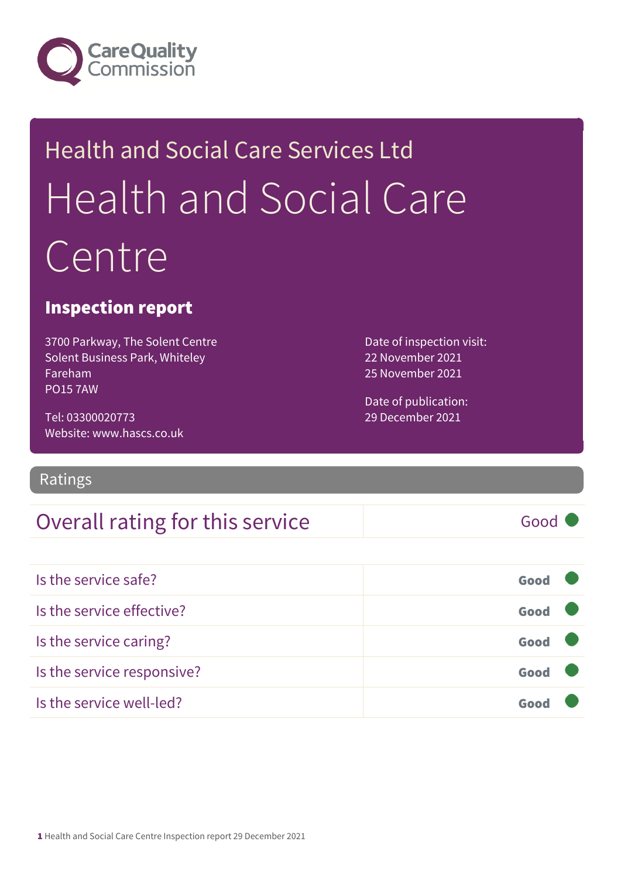Care Quality Commission

# Health and Social Care Services Ltd

# Health and Social Care Centre

## Inspection report

3700 Parkway, The Solent Centre
Solent Business Park, Whiteley
Fareham
PO15 7AW

Tel: 03300020773
Website: www.hascs.co.uk

Date of inspection visit:
22 November 2021
25 November 2021

Date of publication:
29 December 2021

## Ratings

| Overall rating for this service | Good |
|---|---|

| | |
|---|---|
| Is the service safe? | **Good** |
| Is the service effective? | **Good** |
| Is the service caring? | **Good** |
| Is the service responsive? | **Good** |
| Is the service well-led? | **Good** |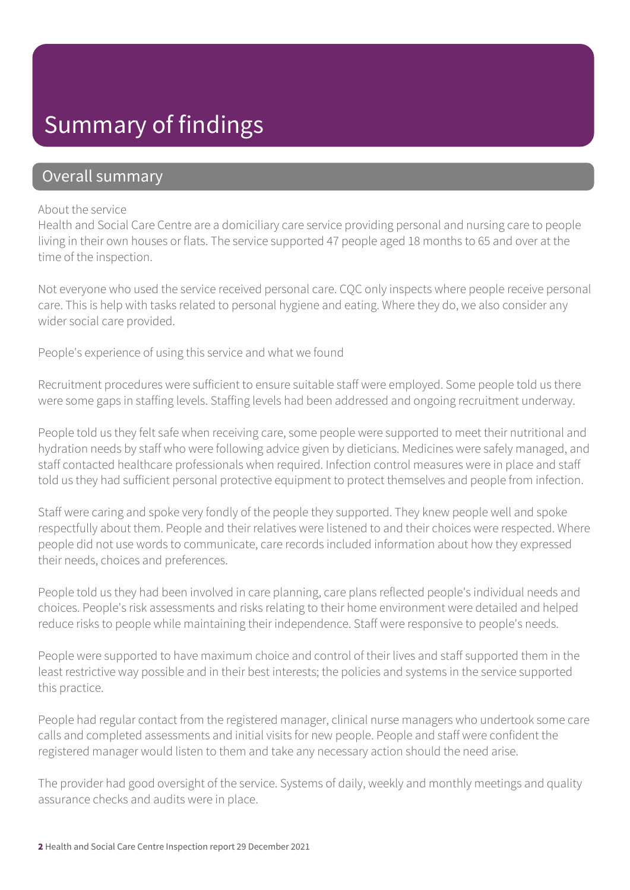# Summary of findings

## Overall summary

About the service
Health and Social Care Centre are a domiciliary care service providing personal and nursing care to people living in their own houses or flats. The service supported 47 people aged 18 months to 65 and over at the time of the inspection.

Not everyone who used the service received personal care. CQC only inspects where people receive personal care. This is help with tasks related to personal hygiene and eating. Where they do, we also consider any wider social care provided.

People's experience of using this service and what we found

Recruitment procedures were sufficient to ensure suitable staff were employed. Some people told us there were some gaps in staffing levels. Staffing levels had been addressed and ongoing recruitment underway.

People told us they felt safe when receiving care, some people were supported to meet their nutritional and hydration needs by staff who were following advice given by dieticians. Medicines were safely managed, and staff contacted healthcare professionals when required. Infection control measures were in place and staff told us they had sufficient personal protective equipment to protect themselves and people from infection.

Staff were caring and spoke very fondly of the people they supported. They knew people well and spoke respectfully about them. People and their relatives were listened to and their choices were respected. Where people did not use words to communicate, care records included information about how they expressed their needs, choices and preferences.

People told us they had been involved in care planning, care plans reflected people's individual needs and choices. People's risk assessments and risks relating to their home environment were detailed and helped reduce risks to people while maintaining their independence. Staff were responsive to people's needs.

People were supported to have maximum choice and control of their lives and staff supported them in the least restrictive way possible and in their best interests; the policies and systems in the service supported this practice.

People had regular contact from the registered manager, clinical nurse managers who undertook some care calls and completed assessments and initial visits for new people. People and staff were confident the registered manager would listen to them and take any necessary action should the need arise.

The provider had good oversight of the service. Systems of daily, weekly and monthly meetings and quality assurance checks and audits were in place.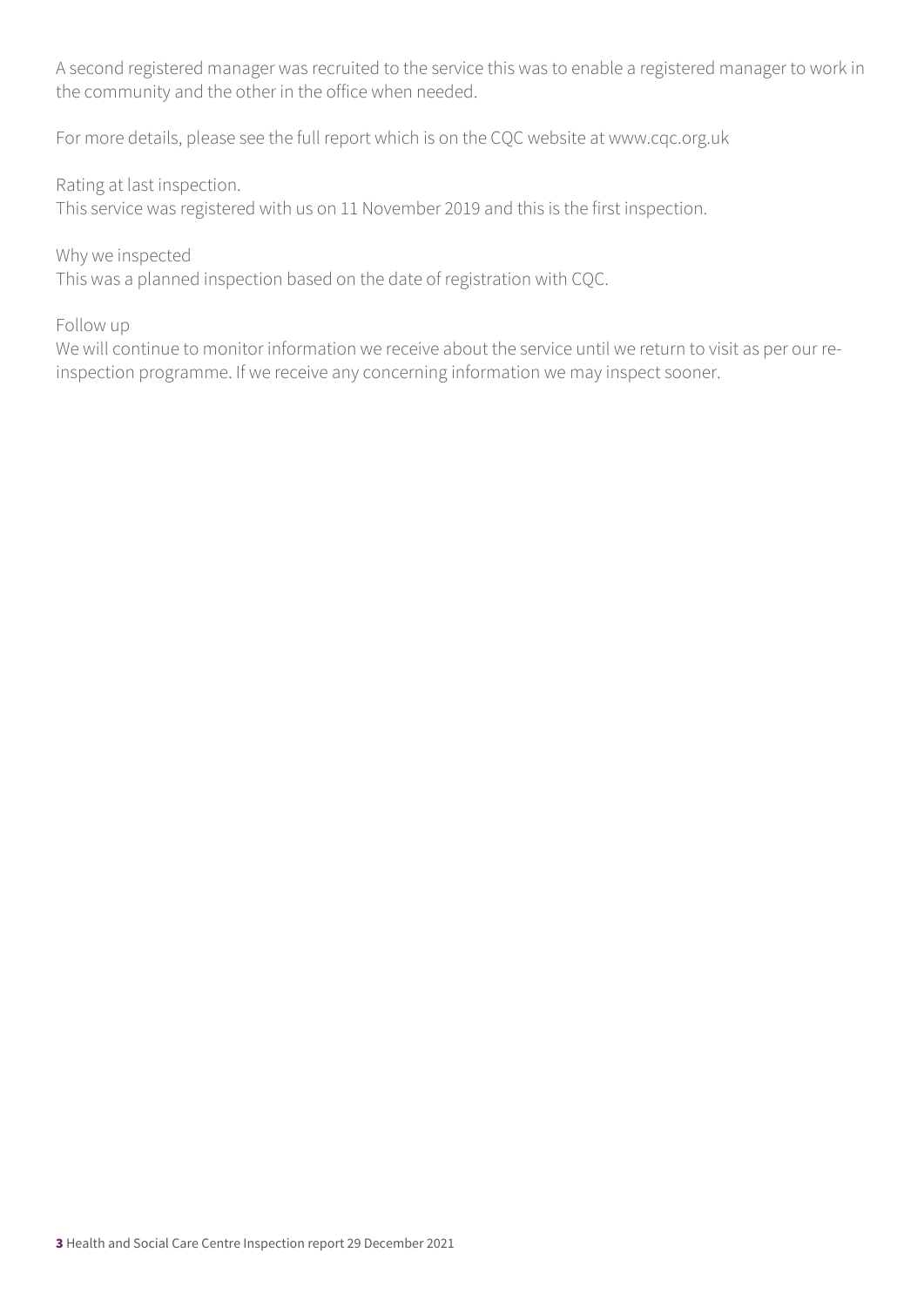A second registered manager was recruited to the service this was to enable a registered manager to work in the community and the other in the office when needed.

For more details, please see the full report which is on the CQC website at www.cqc.org.uk

Rating at last inspection.
This service was registered with us on 11 November 2019 and this is the first inspection.

Why we inspected
This was a planned inspection based on the date of registration with CQC.

Follow up
We will continue to monitor information we receive about the service until we return to visit as per our re-inspection programme. If we receive any concerning information we may inspect sooner.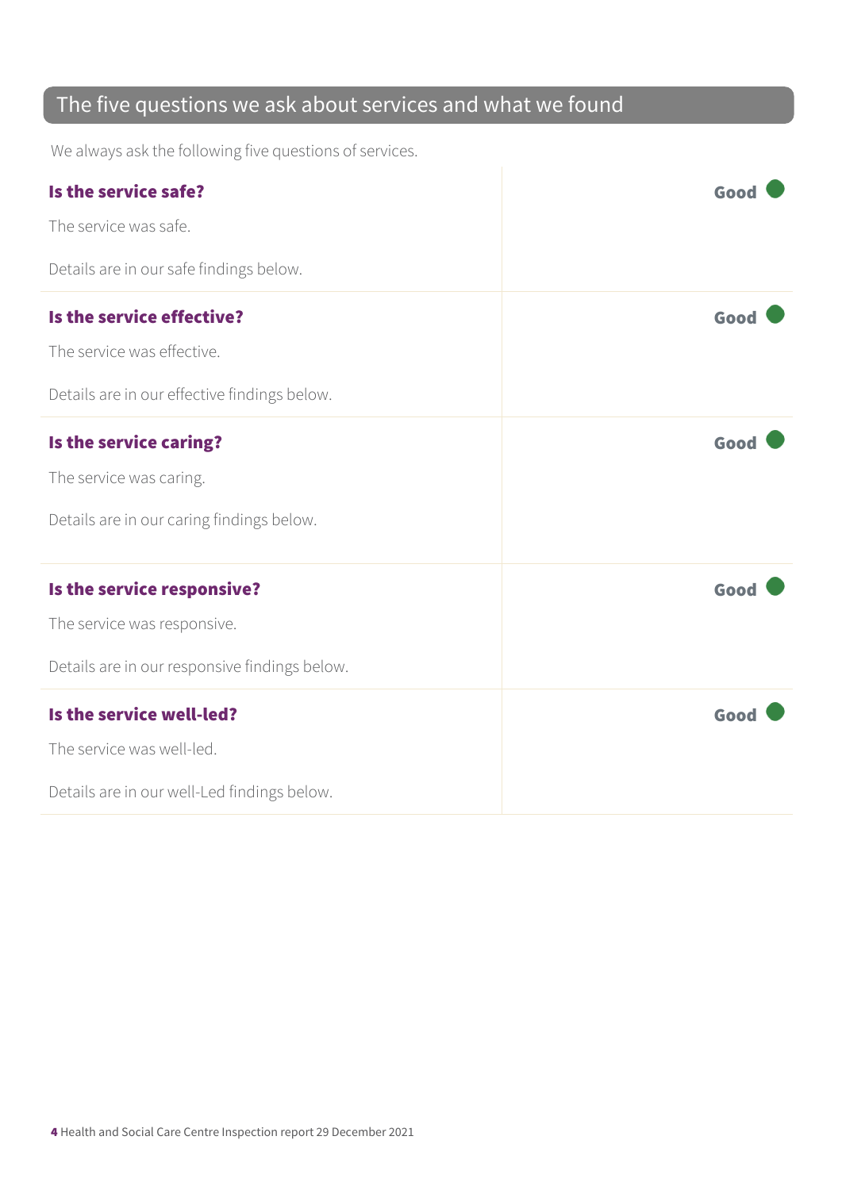## The five questions we ask about services and what we found

We always ask the following five questions of services.

| | |
|---|---|
| **Is the service safe?**<br><br>The service was safe.<br><br>Details are in our safe findings below. | **Good** |
| **Is the service effective?**<br><br>The service was effective.<br><br>Details are in our effective findings below. | **Good** |
| **Is the service caring?**<br><br>The service was caring.<br><br>Details are in our caring findings below. | **Good** |
| **Is the service responsive?**<br><br>The service was responsive.<br><br>Details are in our responsive findings below. | **Good** |
| **Is the service well-led?**<br><br>The service was well-led.<br><br>Details are in our well-Led findings below. | **Good** |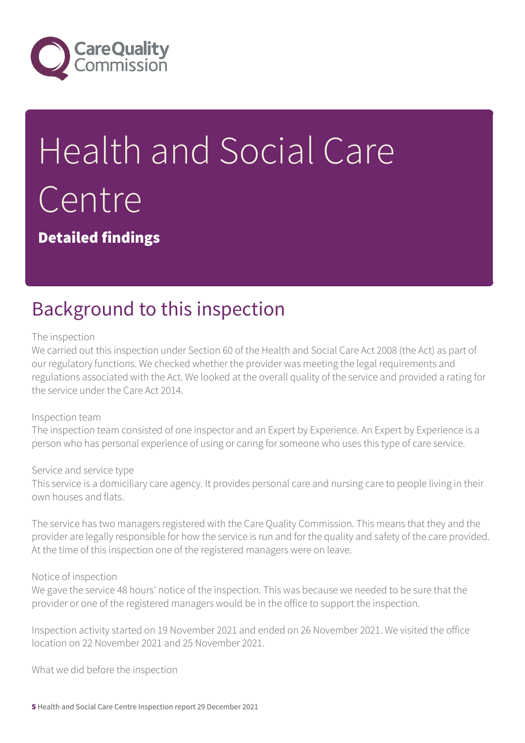# Health and Social Care Centre

**Detailed findings**

## Background to this inspection

The inspection
We carried out this inspection under Section 60 of the Health and Social Care Act 2008 (the Act) as part of our regulatory functions. We checked whether the provider was meeting the legal requirements and regulations associated with the Act. We looked at the overall quality of the service and provided a rating for the service under the Care Act 2014.

Inspection team
The inspection team consisted of one inspector and an Expert by Experience. An Expert by Experience is a person who has personal experience of using or caring for someone who uses this type of care service.

Service and service type
This service is a domiciliary care agency. It provides personal care and nursing care to people living in their own houses and flats.

The service has two managers registered with the Care Quality Commission. This means that they and the provider are legally responsible for how the service is run and for the quality and safety of the care provided. At the time of this inspection one of the registered managers were on leave.

Notice of inspection
We gave the service 48 hours' notice of the inspection. This was because we needed to be sure that the provider or one of the registered managers would be in the office to support the inspection.

Inspection activity started on 19 November 2021 and ended on 26 November 2021. We visited the office location on 22 November 2021 and 25 November 2021.

What we did before the inspection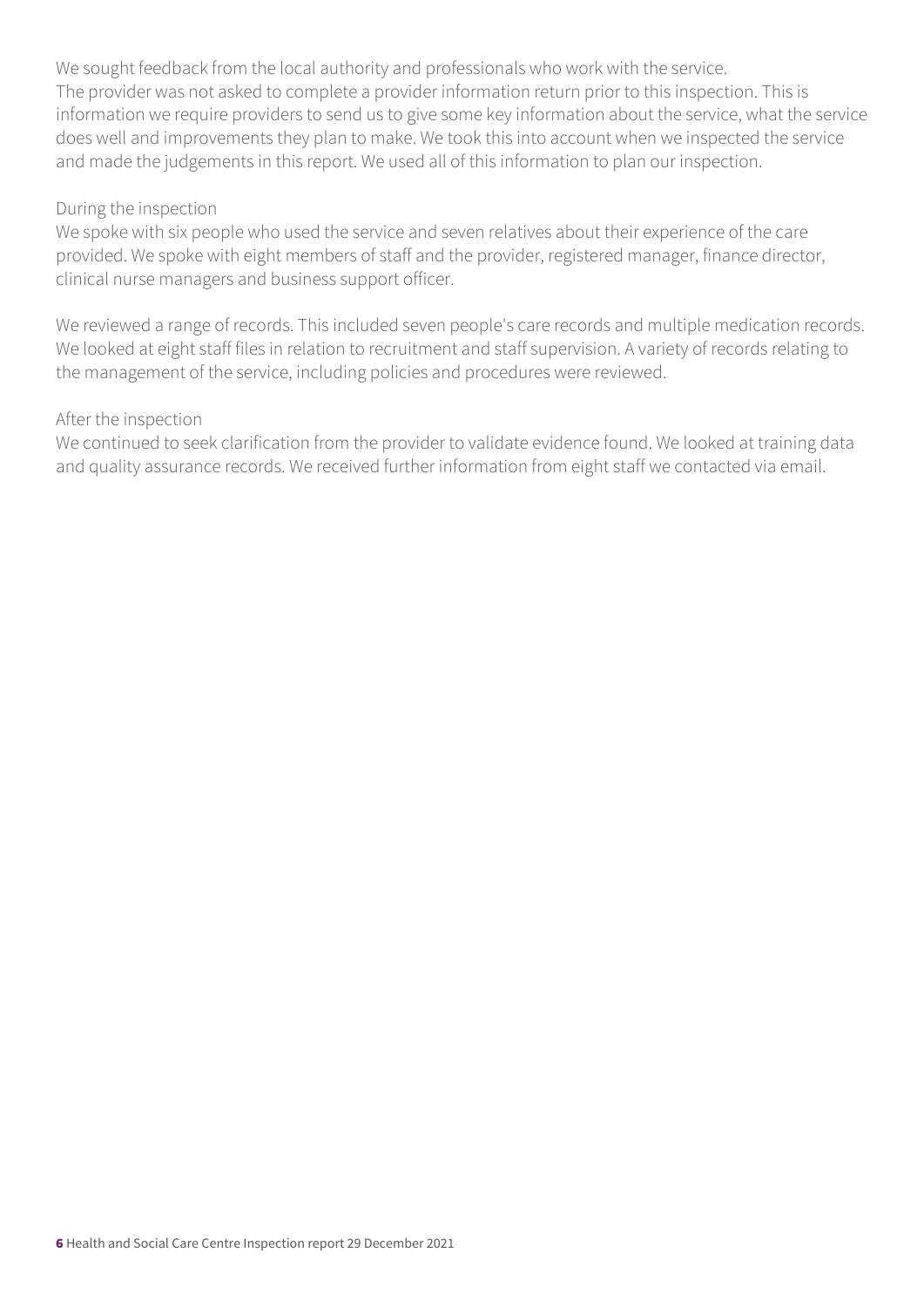We sought feedback from the local authority and professionals who work with the service.
The provider was not asked to complete a provider information return prior to this inspection. This is information we require providers to send us to give some key information about the service, what the service does well and improvements they plan to make. We took this into account when we inspected the service and made the judgements in this report. We used all of this information to plan our inspection.

During the inspection
We spoke with six people who used the service and seven relatives about their experience of the care provided. We spoke with eight members of staff and the provider, registered manager, finance director, clinical nurse managers and business support officer.

We reviewed a range of records. This included seven people's care records and multiple medication records. We looked at eight staff files in relation to recruitment and staff supervision. A variety of records relating to the management of the service, including policies and procedures were reviewed.

After the inspection
We continued to seek clarification from the provider to validate evidence found. We looked at training data and quality assurance records. We received further information from eight staff we contacted via email.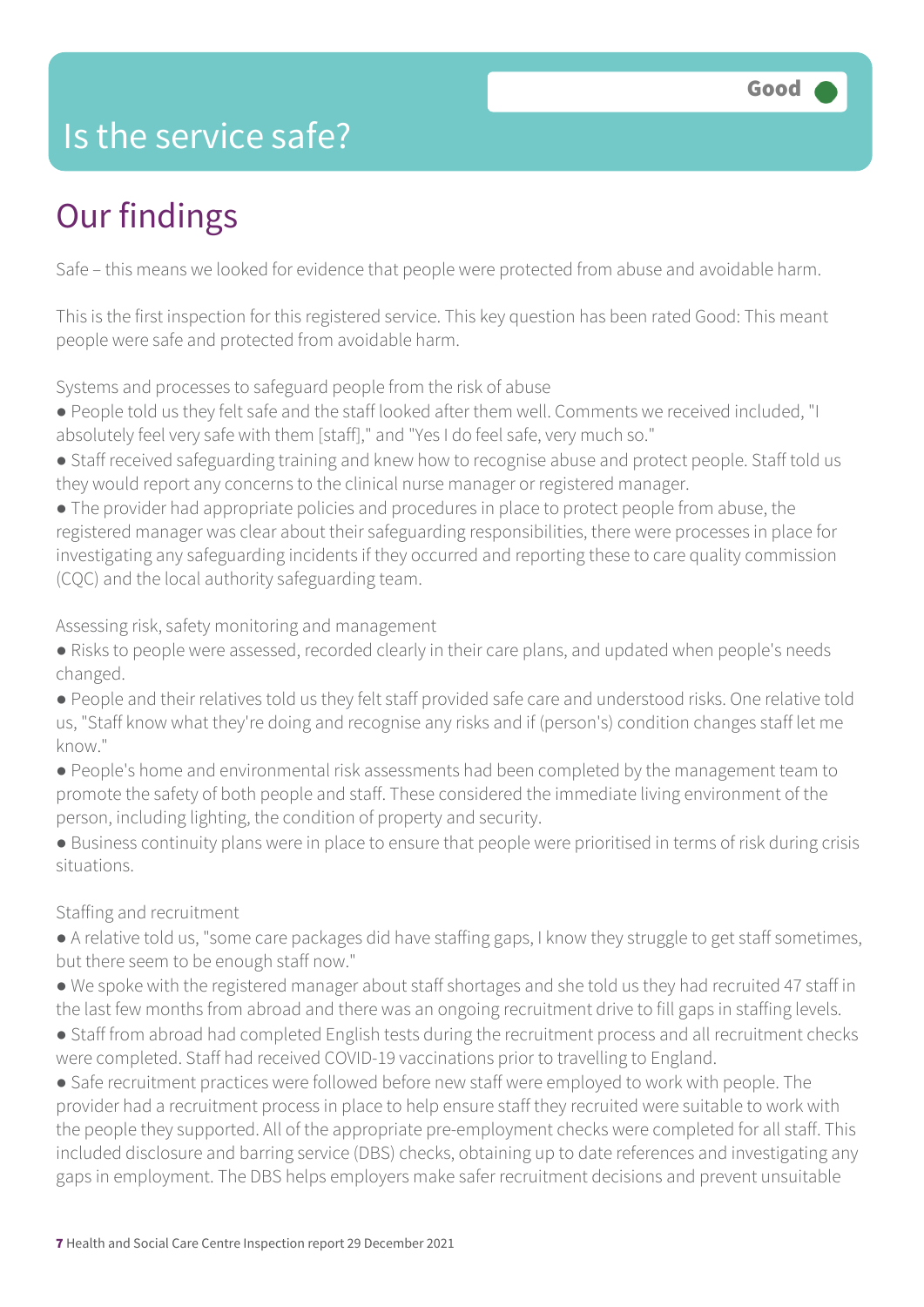# Is the service safe?

**Good**

## Our findings

Safe – this means we looked for evidence that people were protected from abuse and avoidable harm.

This is the first inspection for this registered service. This key question has been rated Good: This meant people were safe and protected from avoidable harm.

Systems and processes to safeguard people from the risk of abuse

- People told us they felt safe and the staff looked after them well. Comments we received included, "I absolutely feel very safe with them [staff]," and "Yes I do feel safe, very much so."
- Staff received safeguarding training and knew how to recognise abuse and protect people. Staff told us they would report any concerns to the clinical nurse manager or registered manager.
- The provider had appropriate policies and procedures in place to protect people from abuse, the registered manager was clear about their safeguarding responsibilities, there were processes in place for investigating any safeguarding incidents if they occurred and reporting these to care quality commission (CQC) and the local authority safeguarding team.

Assessing risk, safety monitoring and management

- Risks to people were assessed, recorded clearly in their care plans, and updated when people's needs changed.
- People and their relatives told us they felt staff provided safe care and understood risks. One relative told us, "Staff know what they're doing and recognise any risks and if (person's) condition changes staff let me know."
- People's home and environmental risk assessments had been completed by the management team to promote the safety of both people and staff. These considered the immediate living environment of the person, including lighting, the condition of property and security.
- Business continuity plans were in place to ensure that people were prioritised in terms of risk during crisis situations.

Staffing and recruitment

- A relative told us, "some care packages did have staffing gaps, I know they struggle to get staff sometimes, but there seem to be enough staff now."
- We spoke with the registered manager about staff shortages and she told us they had recruited 47 staff in the last few months from abroad and there was an ongoing recruitment drive to fill gaps in staffing levels.
- Staff from abroad had completed English tests during the recruitment process and all recruitment checks were completed. Staff had received COVID-19 vaccinations prior to travelling to England.
- Safe recruitment practices were followed before new staff were employed to work with people. The provider had a recruitment process in place to help ensure staff they recruited were suitable to work with the people they supported. All of the appropriate pre-employment checks were completed for all staff. This included disclosure and barring service (DBS) checks, obtaining up to date references and investigating any gaps in employment. The DBS helps employers make safer recruitment decisions and prevent unsuitable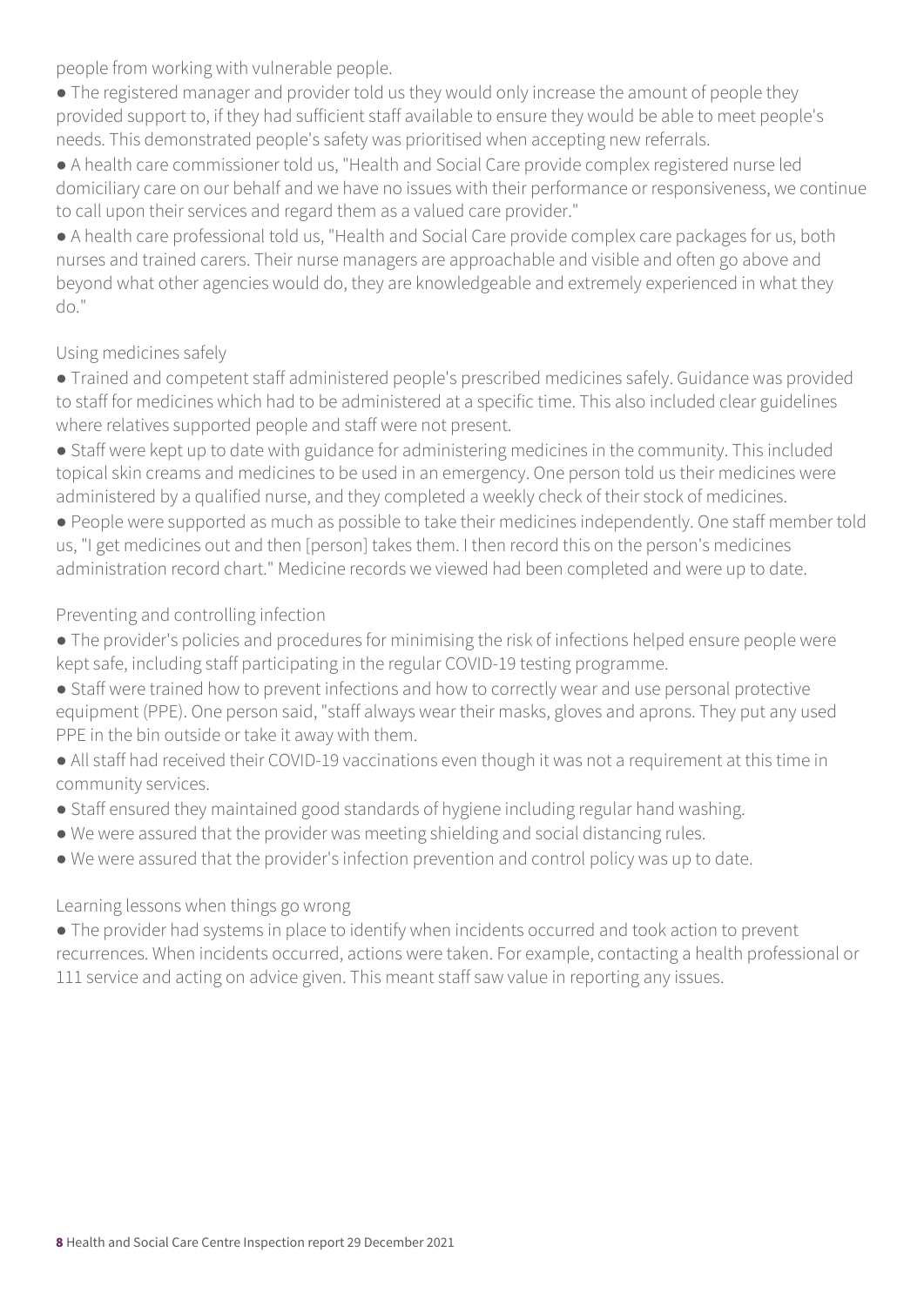people from working with vulnerable people.

- The registered manager and provider told us they would only increase the amount of people they provided support to, if they had sufficient staff available to ensure they would be able to meet people's needs. This demonstrated people's safety was prioritised when accepting new referrals.
- A health care commissioner told us, "Health and Social Care provide complex registered nurse led domiciliary care on our behalf and we have no issues with their performance or responsiveness, we continue to call upon their services and regard them as a valued care provider."
- A health care professional told us, "Health and Social Care provide complex care packages for us, both nurses and trained carers. Their nurse managers are approachable and visible and often go above and beyond what other agencies would do, they are knowledgeable and extremely experienced in what they do."

Using medicines safely

- Trained and competent staff administered people's prescribed medicines safely. Guidance was provided to staff for medicines which had to be administered at a specific time. This also included clear guidelines where relatives supported people and staff were not present.
- Staff were kept up to date with guidance for administering medicines in the community. This included topical skin creams and medicines to be used in an emergency. One person told us their medicines were administered by a qualified nurse, and they completed a weekly check of their stock of medicines.
- People were supported as much as possible to take their medicines independently. One staff member told us, "I get medicines out and then [person] takes them. I then record this on the person's medicines administration record chart." Medicine records we viewed had been completed and were up to date.

Preventing and controlling infection

- The provider's policies and procedures for minimising the risk of infections helped ensure people were kept safe, including staff participating in the regular COVID-19 testing programme.
- Staff were trained how to prevent infections and how to correctly wear and use personal protective equipment (PPE). One person said, "staff always wear their masks, gloves and aprons. They put any used PPE in the bin outside or take it away with them.
- All staff had received their COVID-19 vaccinations even though it was not a requirement at this time in community services.
- Staff ensured they maintained good standards of hygiene including regular hand washing.
- We were assured that the provider was meeting shielding and social distancing rules.
- We were assured that the provider's infection prevention and control policy was up to date.

Learning lessons when things go wrong

- The provider had systems in place to identify when incidents occurred and took action to prevent recurrences. When incidents occurred, actions were taken. For example, contacting a health professional or 111 service and acting on advice given. This meant staff saw value in reporting any issues.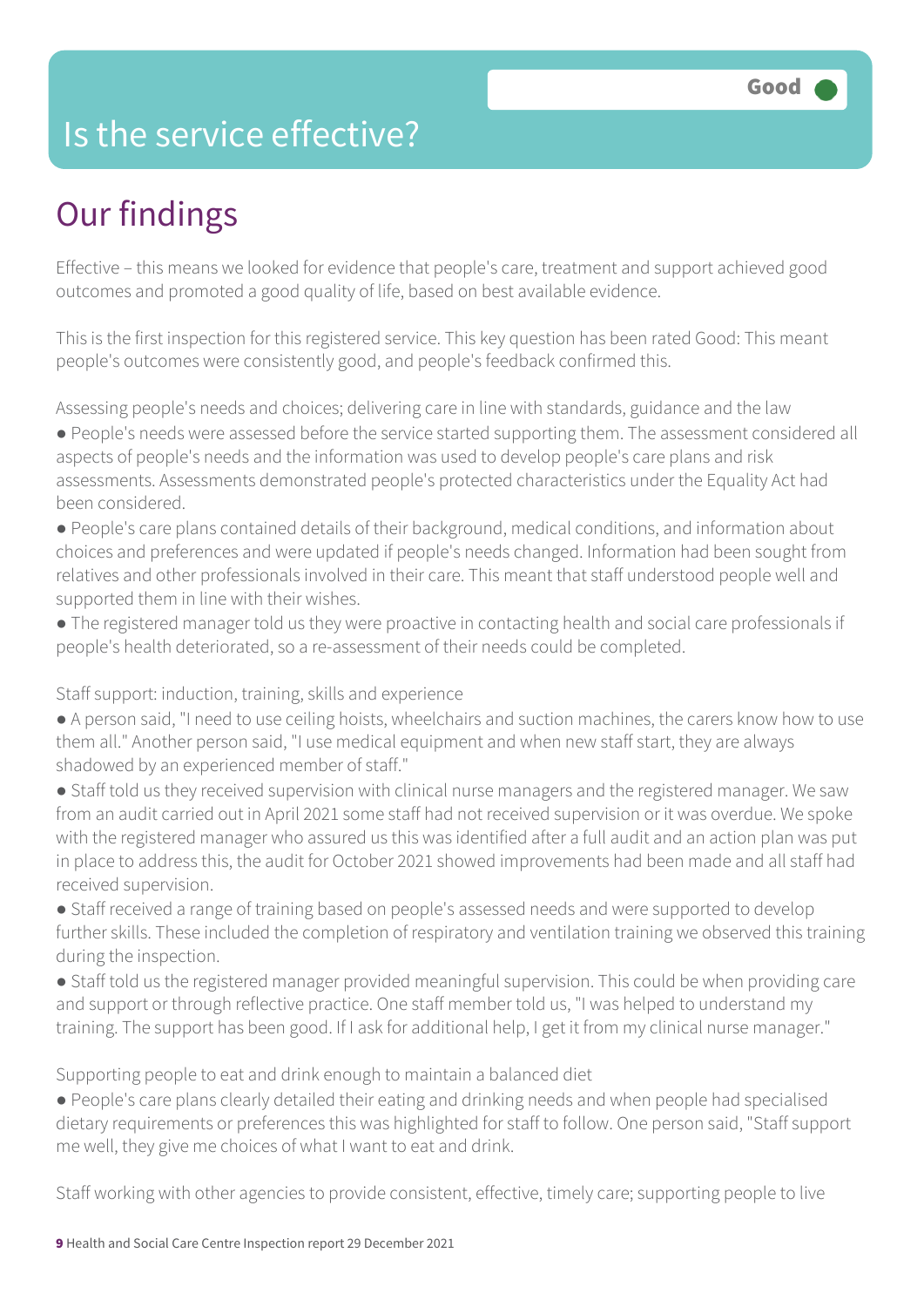# Is the service effective?

Good

## Our findings

Effective – this means we looked for evidence that people's care, treatment and support achieved good outcomes and promoted a good quality of life, based on best available evidence.

This is the first inspection for this registered service. This key question has been rated Good: This meant people's outcomes were consistently good, and people's feedback confirmed this.

Assessing people's needs and choices; delivering care in line with standards, guidance and the law

- People's needs were assessed before the service started supporting them. The assessment considered all aspects of people's needs and the information was used to develop people's care plans and risk assessments. Assessments demonstrated people's protected characteristics under the Equality Act had been considered.
- People's care plans contained details of their background, medical conditions, and information about choices and preferences and were updated if people's needs changed. Information had been sought from relatives and other professionals involved in their care. This meant that staff understood people well and supported them in line with their wishes.
- The registered manager told us they were proactive in contacting health and social care professionals if people's health deteriorated, so a re-assessment of their needs could be completed.

Staff support: induction, training, skills and experience

- A person said, "I need to use ceiling hoists, wheelchairs and suction machines, the carers know how to use them all." Another person said, "I use medical equipment and when new staff start, they are always shadowed by an experienced member of staff."
- Staff told us they received supervision with clinical nurse managers and the registered manager. We saw from an audit carried out in April 2021 some staff had not received supervision or it was overdue. We spoke with the registered manager who assured us this was identified after a full audit and an action plan was put in place to address this, the audit for October 2021 showed improvements had been made and all staff had received supervision.
- Staff received a range of training based on people's assessed needs and were supported to develop further skills. These included the completion of respiratory and ventilation training we observed this training during the inspection.
- Staff told us the registered manager provided meaningful supervision. This could be when providing care and support or through reflective practice. One staff member told us, "I was helped to understand my training. The support has been good. If I ask for additional help, I get it from my clinical nurse manager."

Supporting people to eat and drink enough to maintain a balanced diet

- People's care plans clearly detailed their eating and drinking needs and when people had specialised dietary requirements or preferences this was highlighted for staff to follow. One person said, "Staff support me well, they give me choices of what I want to eat and drink.

Staff working with other agencies to provide consistent, effective, timely care; supporting people to live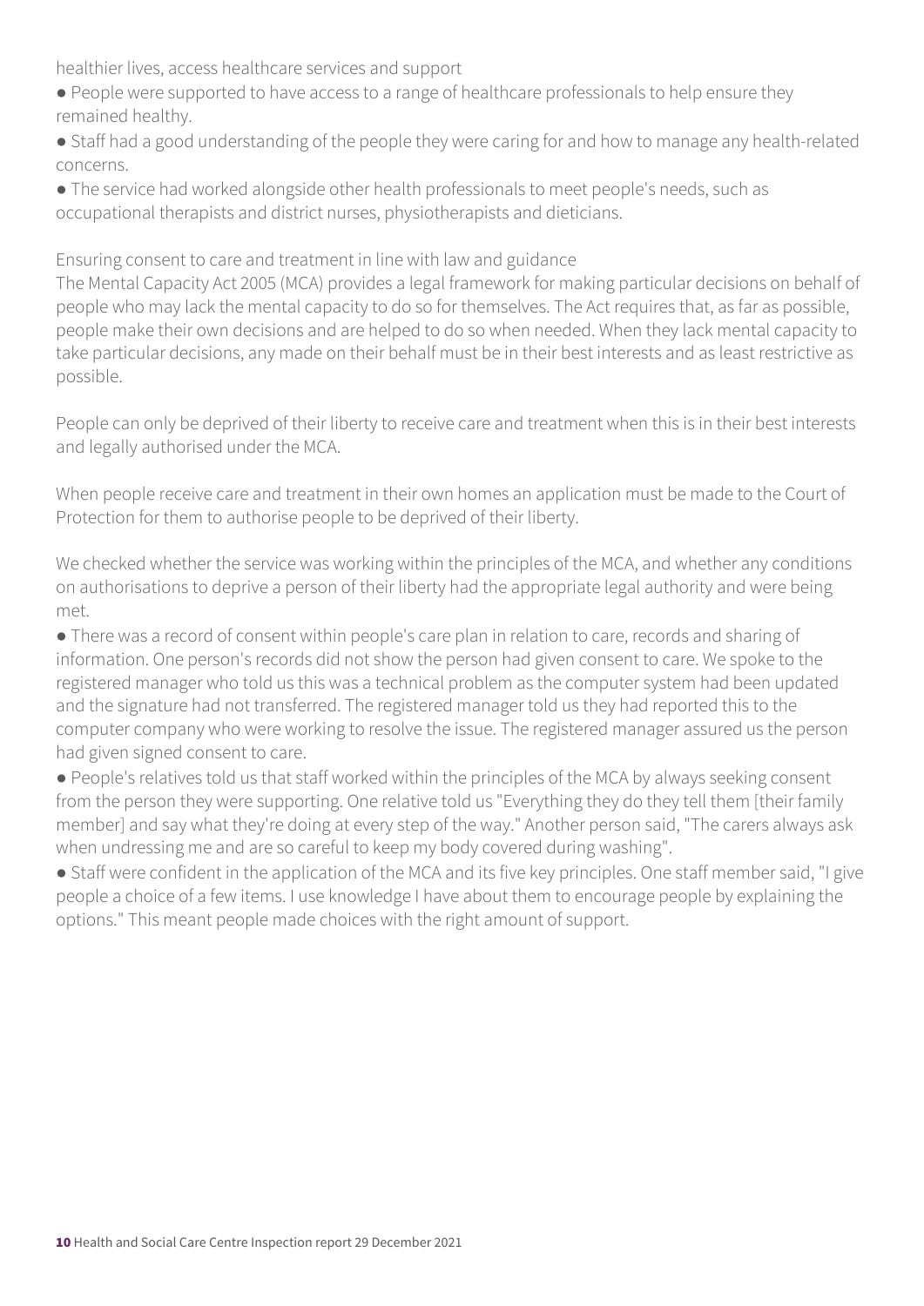healthier lives, access healthcare services and support

- People were supported to have access to a range of healthcare professionals to help ensure they remained healthy.
- Staff had a good understanding of the people they were caring for and how to manage any health-related concerns.
- The service had worked alongside other health professionals to meet people's needs, such as occupational therapists and district nurses, physiotherapists and dieticians.

Ensuring consent to care and treatment in line with law and guidance

The Mental Capacity Act 2005 (MCA) provides a legal framework for making particular decisions on behalf of people who may lack the mental capacity to do so for themselves. The Act requires that, as far as possible, people make their own decisions and are helped to do so when needed. When they lack mental capacity to take particular decisions, any made on their behalf must be in their best interests and as least restrictive as possible.

People can only be deprived of their liberty to receive care and treatment when this is in their best interests and legally authorised under the MCA.

When people receive care and treatment in their own homes an application must be made to the Court of Protection for them to authorise people to be deprived of their liberty.

We checked whether the service was working within the principles of the MCA, and whether any conditions on authorisations to deprive a person of their liberty had the appropriate legal authority and were being met.

- There was a record of consent within people's care plan in relation to care, records and sharing of information. One person's records did not show the person had given consent to care. We spoke to the registered manager who told us this was a technical problem as the computer system had been updated and the signature had not transferred. The registered manager told us they had reported this to the computer company who were working to resolve the issue. The registered manager assured us the person had given signed consent to care.
- People's relatives told us that staff worked within the principles of the MCA by always seeking consent from the person they were supporting. One relative told us "Everything they do they tell them [their family member] and say what they're doing at every step of the way." Another person said, "The carers always ask when undressing me and are so careful to keep my body covered during washing".
- Staff were confident in the application of the MCA and its five key principles. One staff member said, "I give people a choice of a few items. I use knowledge I have about them to encourage people by explaining the options." This meant people made choices with the right amount of support.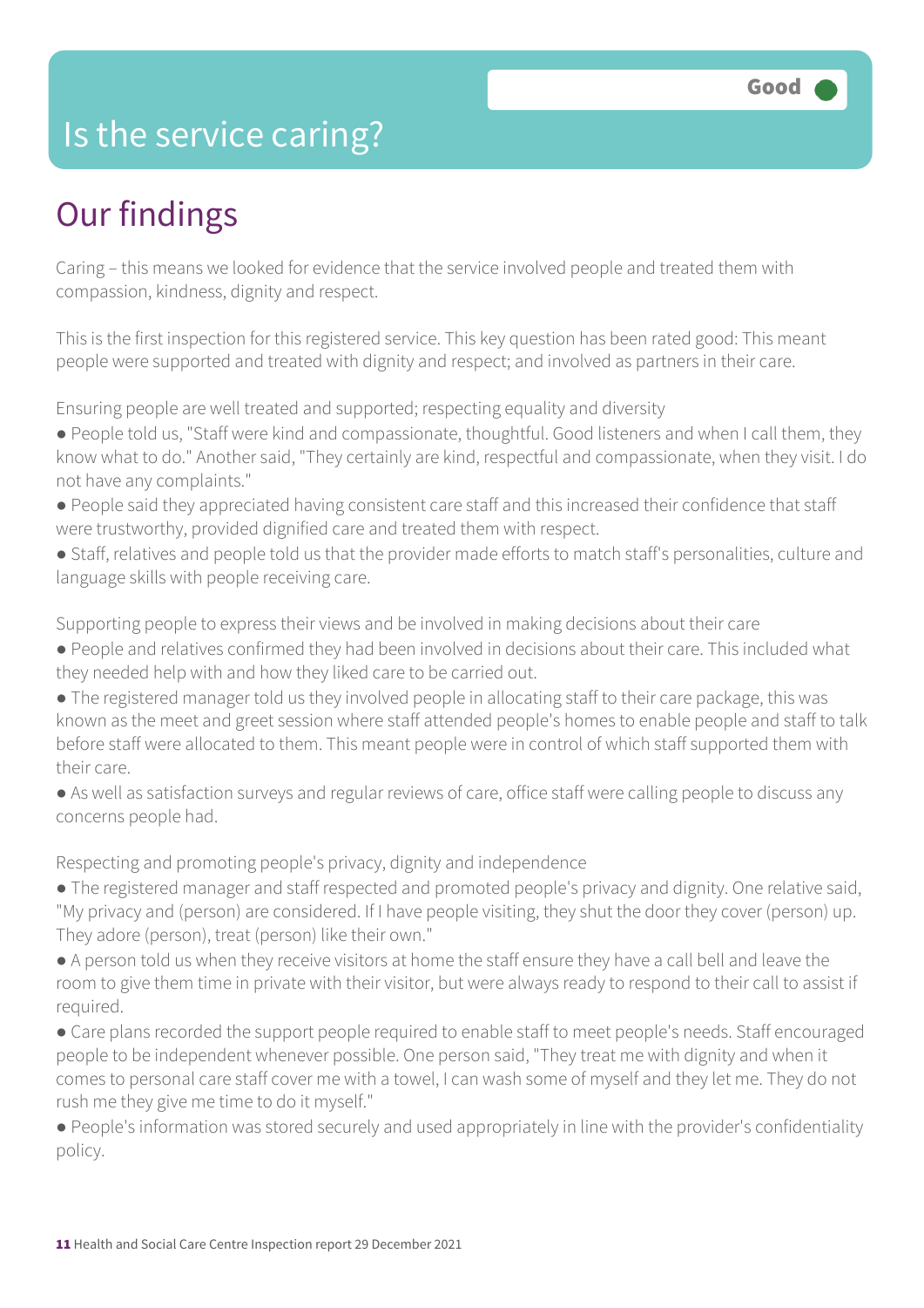# Is the service caring?

Good

## Our findings

Caring – this means we looked for evidence that the service involved people and treated them with compassion, kindness, dignity and respect.

This is the first inspection for this registered service. This key question has been rated good: This meant people were supported and treated with dignity and respect; and involved as partners in their care.

Ensuring people are well treated and supported; respecting equality and diversity

- People told us, "Staff were kind and compassionate, thoughtful. Good listeners and when I call them, they know what to do." Another said, "They certainly are kind, respectful and compassionate, when they visit. I do not have any complaints."
- People said they appreciated having consistent care staff and this increased their confidence that staff were trustworthy, provided dignified care and treated them with respect.
- Staff, relatives and people told us that the provider made efforts to match staff's personalities, culture and language skills with people receiving care.

Supporting people to express their views and be involved in making decisions about their care

- People and relatives confirmed they had been involved in decisions about their care. This included what they needed help with and how they liked care to be carried out.
- The registered manager told us they involved people in allocating staff to their care package, this was known as the meet and greet session where staff attended people's homes to enable people and staff to talk before staff were allocated to them. This meant people were in control of which staff supported them with their care.
- As well as satisfaction surveys and regular reviews of care, office staff were calling people to discuss any concerns people had.

Respecting and promoting people's privacy, dignity and independence

- The registered manager and staff respected and promoted people's privacy and dignity. One relative said, "My privacy and (person) are considered. If I have people visiting, they shut the door they cover (person) up. They adore (person), treat (person) like their own."
- A person told us when they receive visitors at home the staff ensure they have a call bell and leave the room to give them time in private with their visitor, but were always ready to respond to their call to assist if required.
- Care plans recorded the support people required to enable staff to meet people's needs. Staff encouraged people to be independent whenever possible. One person said, "They treat me with dignity and when it comes to personal care staff cover me with a towel, I can wash some of myself and they let me. They do not rush me they give me time to do it myself."
- People's information was stored securely and used appropriately in line with the provider's confidentiality policy.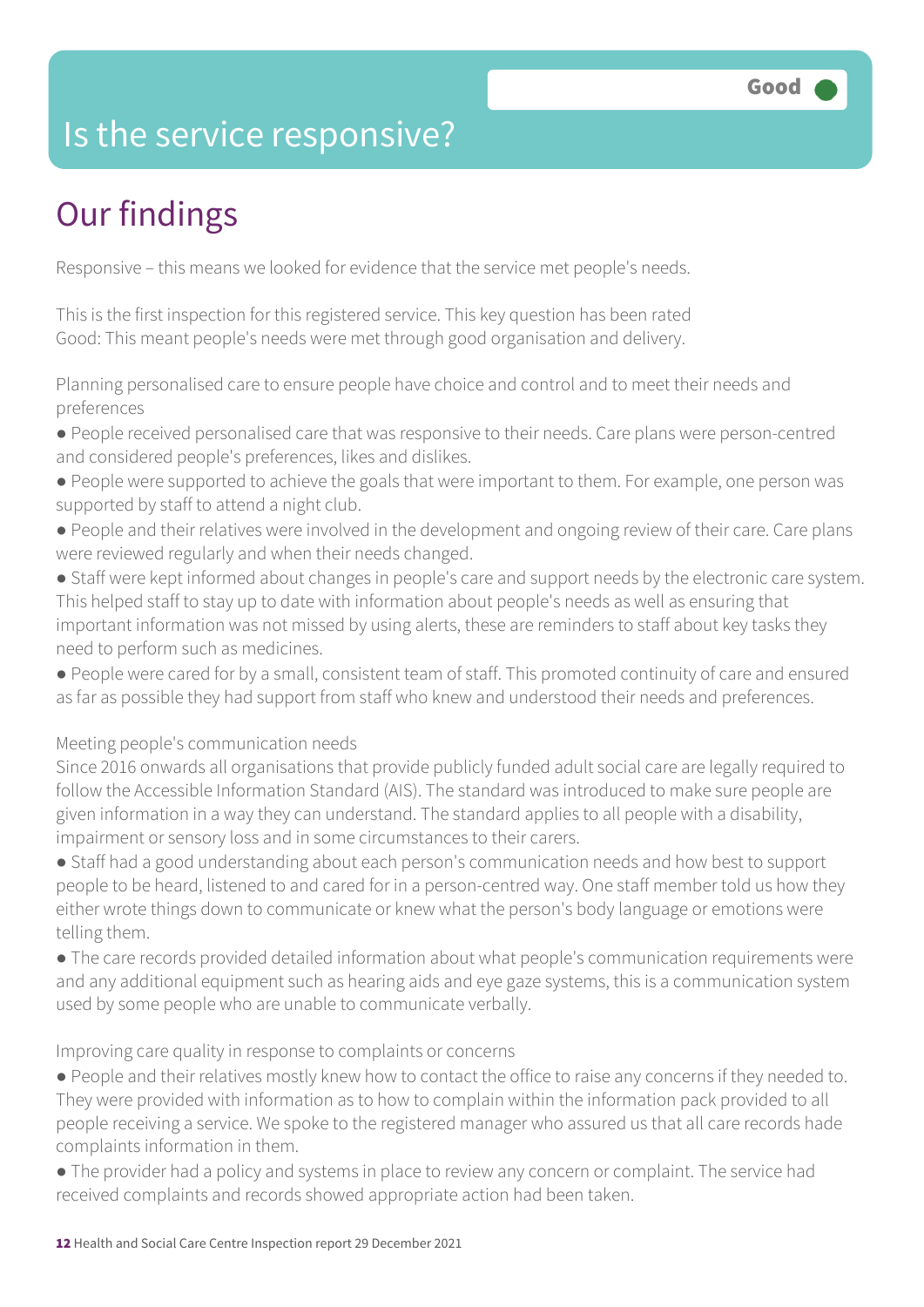# Is the service responsive?

Good

## Our findings

Responsive – this means we looked for evidence that the service met people's needs.

This is the first inspection for this registered service. This key question has been rated Good: This meant people's needs were met through good organisation and delivery.

Planning personalised care to ensure people have choice and control and to meet their needs and preferences

- People received personalised care that was responsive to their needs. Care plans were person-centred and considered people's preferences, likes and dislikes.
- People were supported to achieve the goals that were important to them. For example, one person was supported by staff to attend a night club.
- People and their relatives were involved in the development and ongoing review of their care. Care plans were reviewed regularly and when their needs changed.
- Staff were kept informed about changes in people's care and support needs by the electronic care system. This helped staff to stay up to date with information about people's needs as well as ensuring that important information was not missed by using alerts, these are reminders to staff about key tasks they need to perform such as medicines.
- People were cared for by a small, consistent team of staff. This promoted continuity of care and ensured as far as possible they had support from staff who knew and understood their needs and preferences.

Meeting people's communication needs

Since 2016 onwards all organisations that provide publicly funded adult social care are legally required to follow the Accessible Information Standard (AIS). The standard was introduced to make sure people are given information in a way they can understand. The standard applies to all people with a disability, impairment or sensory loss and in some circumstances to their carers.

- Staff had a good understanding about each person's communication needs and how best to support people to be heard, listened to and cared for in a person-centred way. One staff member told us how they either wrote things down to communicate or knew what the person's body language or emotions were telling them.
- The care records provided detailed information about what people's communication requirements were and any additional equipment such as hearing aids and eye gaze systems, this is a communication system used by some people who are unable to communicate verbally.

Improving care quality in response to complaints or concerns

- People and their relatives mostly knew how to contact the office to raise any concerns if they needed to. They were provided with information as to how to complain within the information pack provided to all people receiving a service. We spoke to the registered manager who assured us that all care records hade complaints information in them.
- The provider had a policy and systems in place to review any concern or complaint. The service had received complaints and records showed appropriate action had been taken.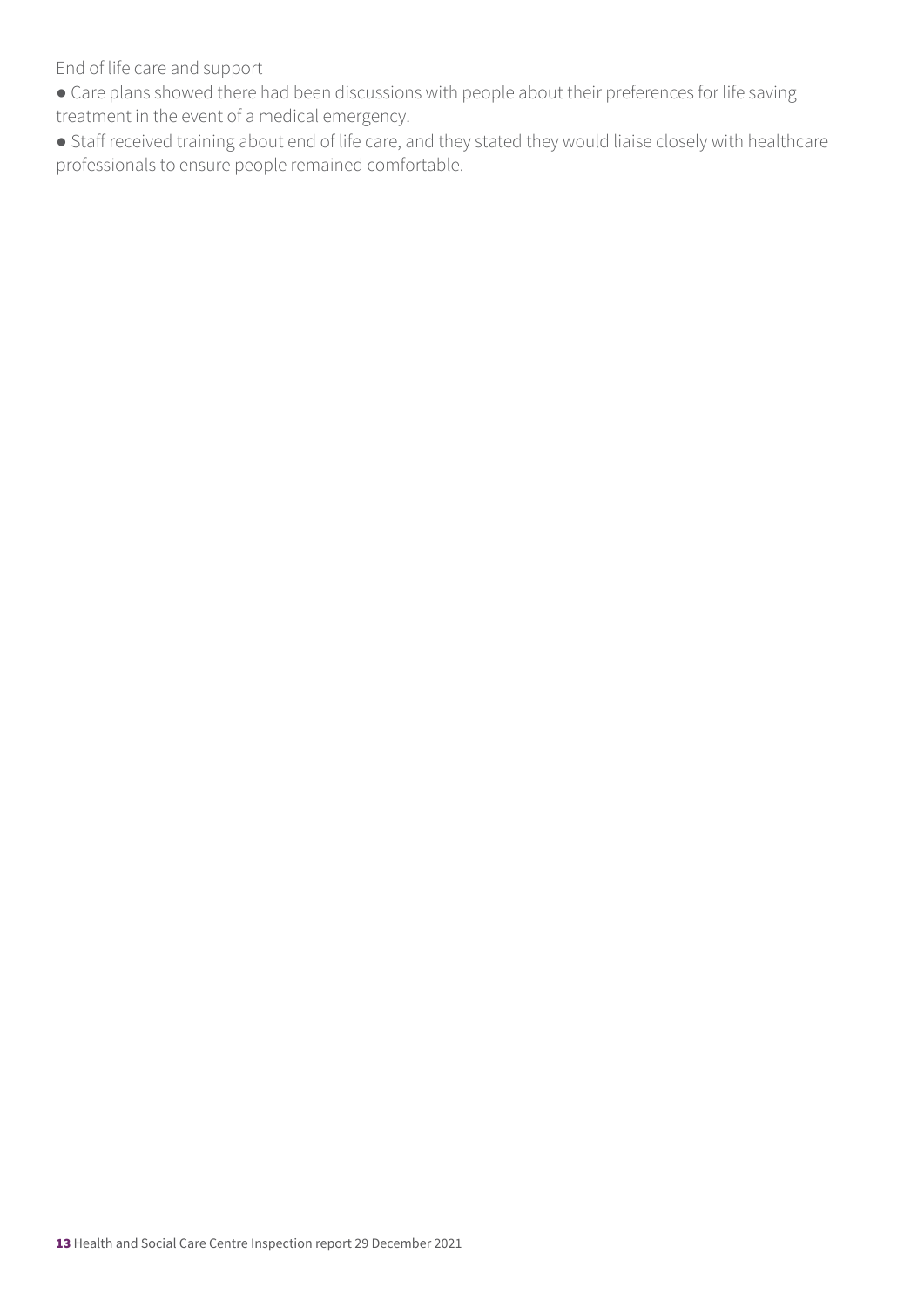End of life care and support

- Care plans showed there had been discussions with people about their preferences for life saving treatment in the event of a medical emergency.
- Staff received training about end of life care, and they stated they would liaise closely with healthcare professionals to ensure people remained comfortable.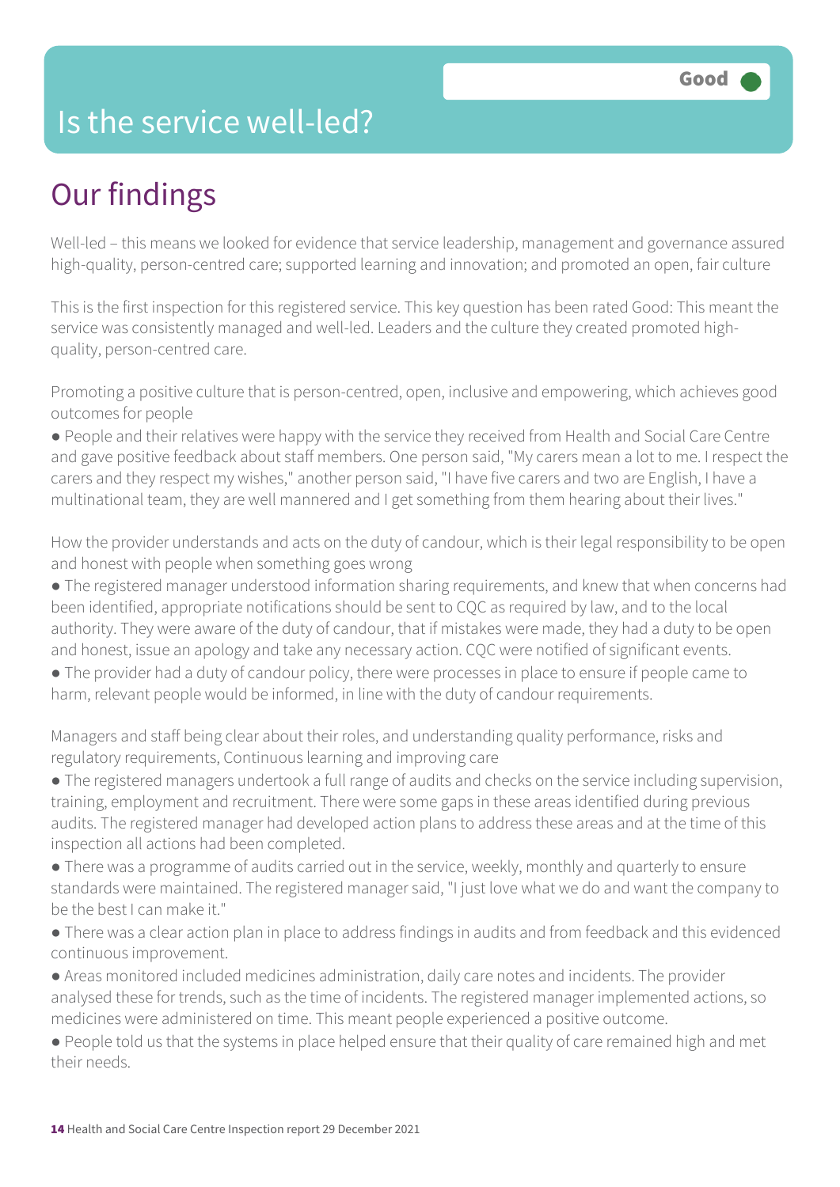# Is the service well-led?

Good

## Our findings

Well-led – this means we looked for evidence that service leadership, management and governance assured high-quality, person-centred care; supported learning and innovation; and promoted an open, fair culture

This is the first inspection for this registered service. This key question has been rated Good: This meant the service was consistently managed and well-led. Leaders and the culture they created promoted high-quality, person-centred care.

Promoting a positive culture that is person-centred, open, inclusive and empowering, which achieves good outcomes for people

- People and their relatives were happy with the service they received from Health and Social Care Centre and gave positive feedback about staff members. One person said, "My carers mean a lot to me. I respect the carers and they respect my wishes," another person said, "I have five carers and two are English, I have a multinational team, they are well mannered and I get something from them hearing about their lives."

How the provider understands and acts on the duty of candour, which is their legal responsibility to be open and honest with people when something goes wrong

- The registered manager understood information sharing requirements, and knew that when concerns had been identified, appropriate notifications should be sent to CQC as required by law, and to the local authority. They were aware of the duty of candour, that if mistakes were made, they had a duty to be open and honest, issue an apology and take any necessary action. CQC were notified of significant events.
- The provider had a duty of candour policy, there were processes in place to ensure if people came to harm, relevant people would be informed, in line with the duty of candour requirements.

Managers and staff being clear about their roles, and understanding quality performance, risks and regulatory requirements, Continuous learning and improving care

- The registered managers undertook a full range of audits and checks on the service including supervision, training, employment and recruitment. There were some gaps in these areas identified during previous audits. The registered manager had developed action plans to address these areas and at the time of this inspection all actions had been completed.
- There was a programme of audits carried out in the service, weekly, monthly and quarterly to ensure standards were maintained. The registered manager said, "I just love what we do and want the company to be the best I can make it."
- There was a clear action plan in place to address findings in audits and from feedback and this evidenced continuous improvement.
- Areas monitored included medicines administration, daily care notes and incidents. The provider analysed these for trends, such as the time of incidents. The registered manager implemented actions, so medicines were administered on time. This meant people experienced a positive outcome.
- People told us that the systems in place helped ensure that their quality of care remained high and met their needs.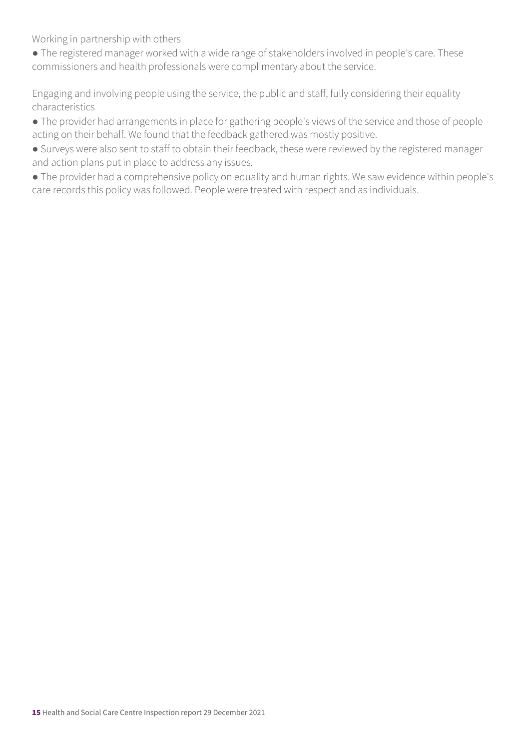Working in partnership with others

- The registered manager worked with a wide range of stakeholders involved in people's care. These commissioners and health professionals were complimentary about the service.

Engaging and involving people using the service, the public and staff, fully considering their equality characteristics

- The provider had arrangements in place for gathering people's views of the service and those of people acting on their behalf. We found that the feedback gathered was mostly positive.
- Surveys were also sent to staff to obtain their feedback, these were reviewed by the registered manager and action plans put in place to address any issues.
- The provider had a comprehensive policy on equality and human rights. We saw evidence within people's care records this policy was followed. People were treated with respect and as individuals.